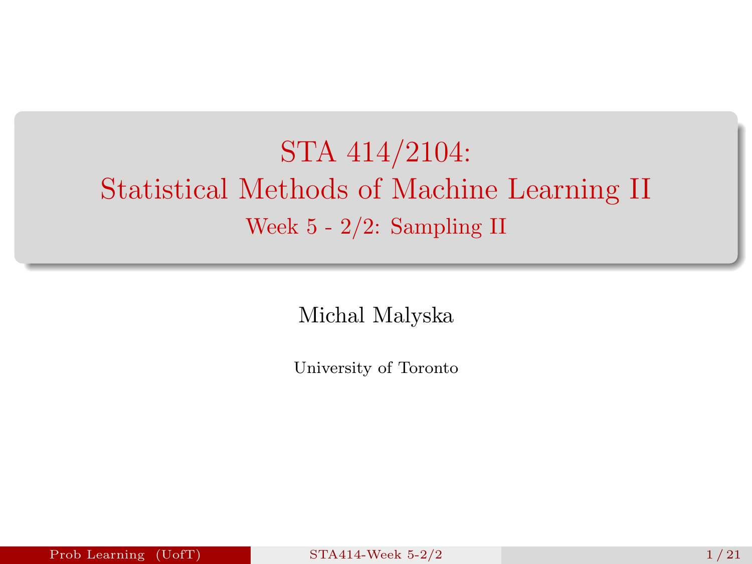# STA 414/2104: Statistical Methods of Machine Learning II

## Week 5 - 2/2: Sampling II

Michal Malyska

University of Toronto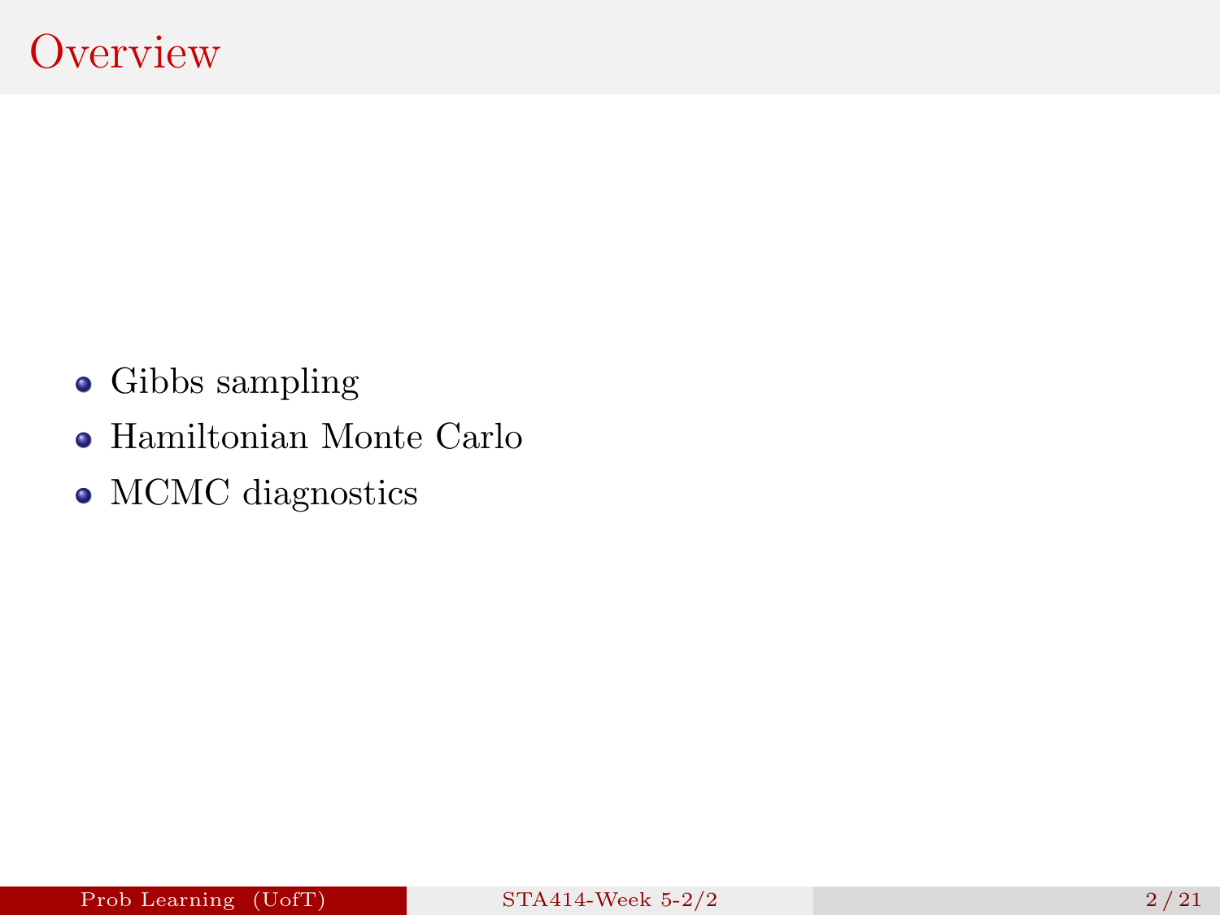# Overview

- Gibbs sampling
- Hamiltonian Monte Carlo
- MCMC diagnostics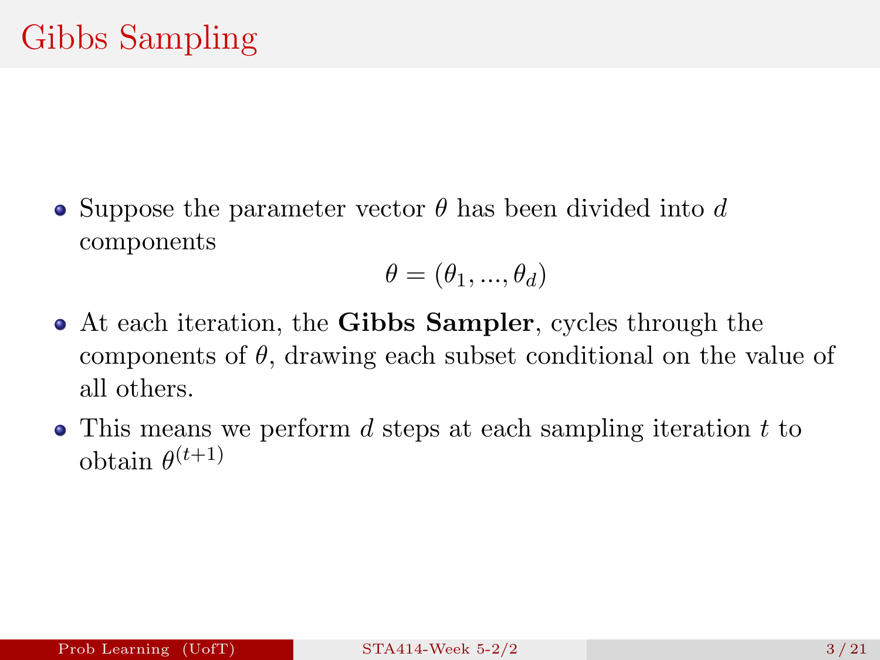# Gibbs Sampling

- Suppose the parameter vector $\theta$ has been divided into $d$ components

$$\theta = (\theta_1, ..., \theta_d)$$

- At each iteration, the **Gibbs Sampler**, cycles through the components of $\theta$, drawing each subset conditional on the value of all others.
- This means we perform $d$ steps at each sampling iteration $t$ to obtain $\theta^{(t+1)}$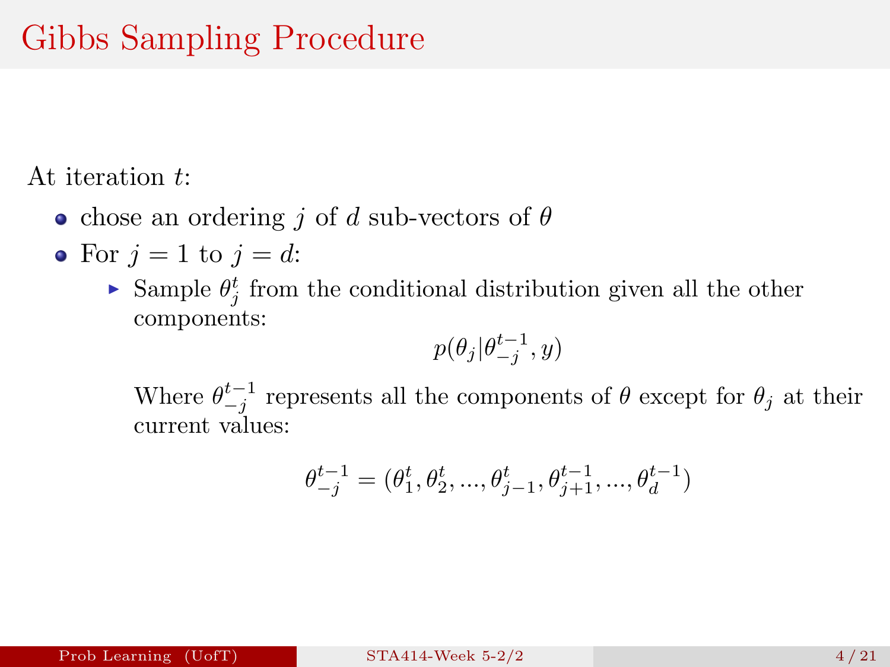# Gibbs Sampling Procedure

At iteration $t$:

- chose an ordering $j$ of $d$ sub-vectors of $\theta$
- For $j = 1$ to $j = d$:
  - Sample $\theta_j^t$ from the conditional distribution given all the other components:

    $$p(\theta_j | \theta_{-j}^{t-1}, y)$$

    Where $\theta_{-j}^{t-1}$ represents all the components of $\theta$ except for $\theta_j$ at their current values:

    $$\theta_{-j}^{t-1} = (\theta_1^t, \theta_2^t, ..., \theta_{j-1}^t, \theta_{j+1}^{t-1}, ..., \theta_d^{t-1})$$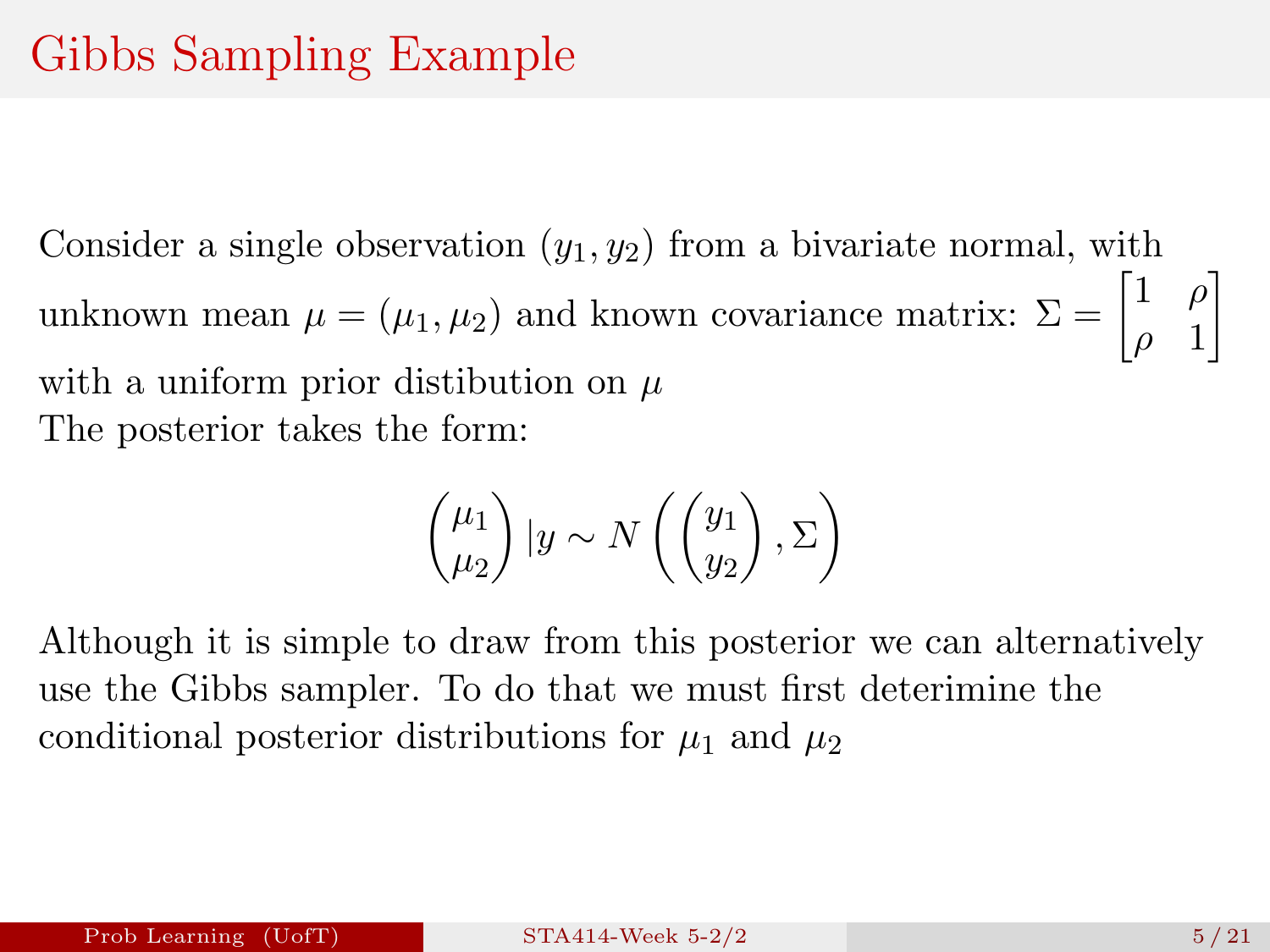# Gibbs Sampling Example

Consider a single observation $(y_1, y_2)$ from a bivariate normal, with unknown mean $\mu = (\mu_1, \mu_2)$ and known covariance matrix: $\Sigma = \begin{bmatrix} 1 & \rho \\ \rho & 1 \end{bmatrix}$ with a uniform prior distibution on $\mu$

The posterior takes the form:

$$\begin{pmatrix} \mu_1 \\ \mu_2 \end{pmatrix} |y \sim N\left(\begin{pmatrix} y_1 \\ y_2 \end{pmatrix}, \Sigma\right)$$

Although it is simple to draw from this posterior we can alternatively use the Gibbs sampler. To do that we must first deterimine the conditional posterior distributions for $\mu_1$ and $\mu_2$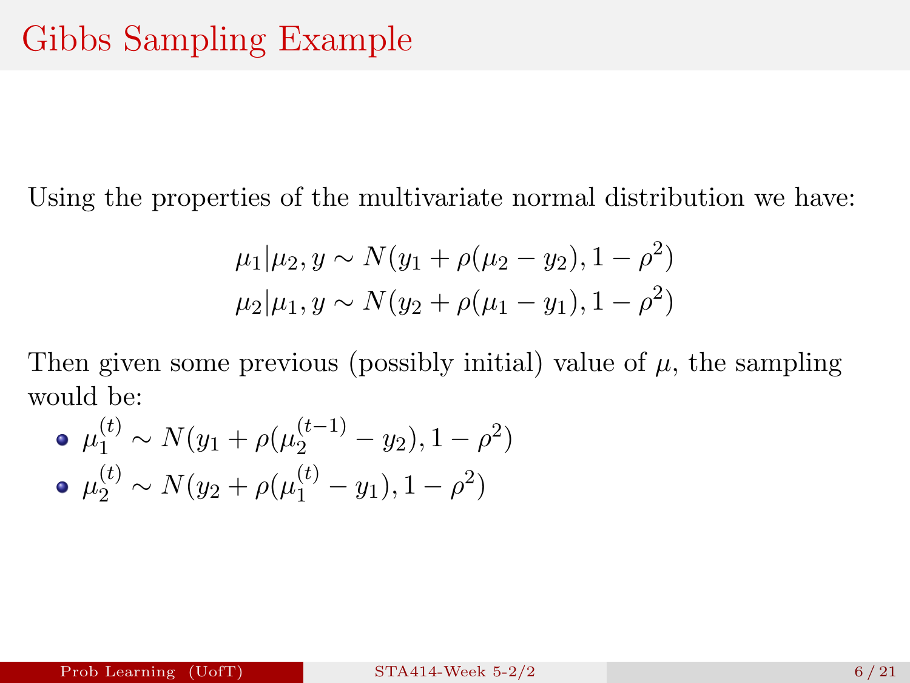# Gibbs Sampling Example

Using the properties of the multivariate normal distribution we have:

$$\mu_1|\mu_2, y \sim N(y_1 + \rho(\mu_2 - y_2), 1 - \rho^2)$$
$$\mu_2|\mu_1, y \sim N(y_2 + \rho(\mu_1 - y_1), 1 - \rho^2)$$

Then given some previous (possibly initial) value of $\mu$, the sampling would be:

- $\mu_1^{(t)} \sim N(y_1 + \rho(\mu_2^{(t-1)} - y_2), 1 - \rho^2)$
- $\mu_2^{(t)} \sim N(y_2 + \rho(\mu_1^{(t)} - y_1), 1 - \rho^2)$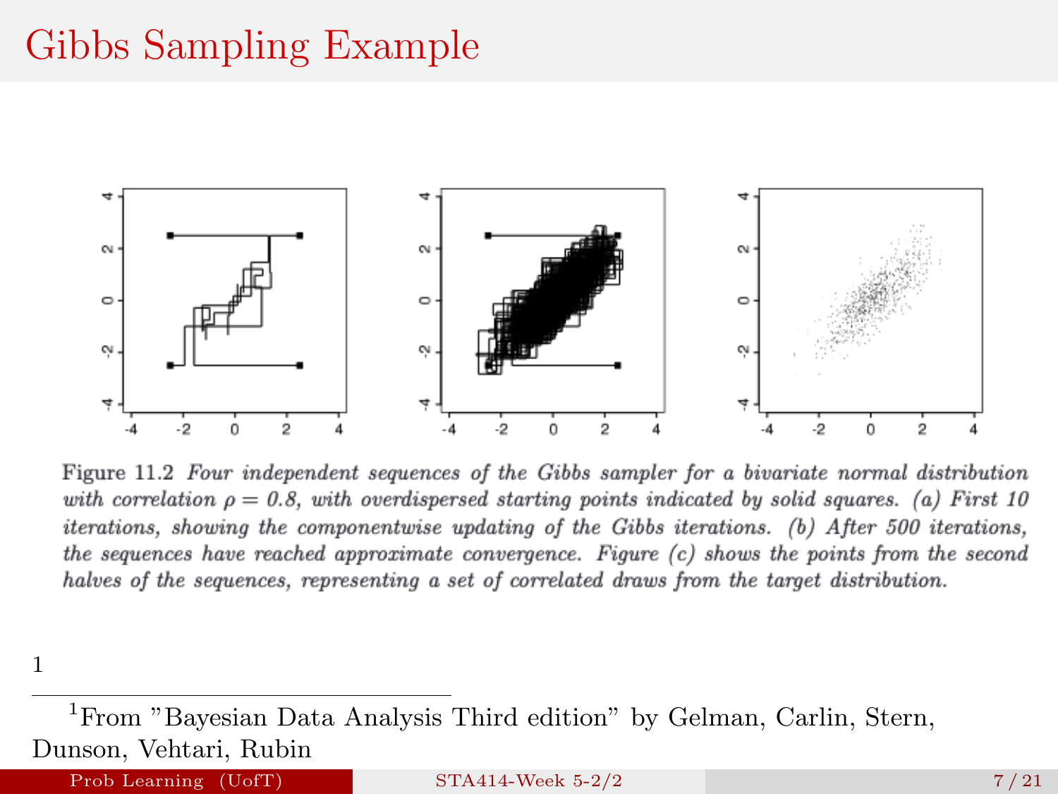# Gibbs Sampling Example

Figure 11.2 *Four independent sequences of the Gibbs sampler for a bivariate normal distribution with correlation $\rho = 0.8$, with overdispersed starting points indicated by solid squares. (a) First 10 iterations, showing the componentwise updating of the Gibbs iterations. (b) After 500 iterations, the sequences have reached approximate convergence. Figure (c) shows the points from the second halves of the sequences, representing a set of correlated draws from the target distribution.*

[1]

---

[1] From "Bayesian Data Analysis Third edition" by Gelman, Carlin, Stern, Dunson, Vehtari, Rubin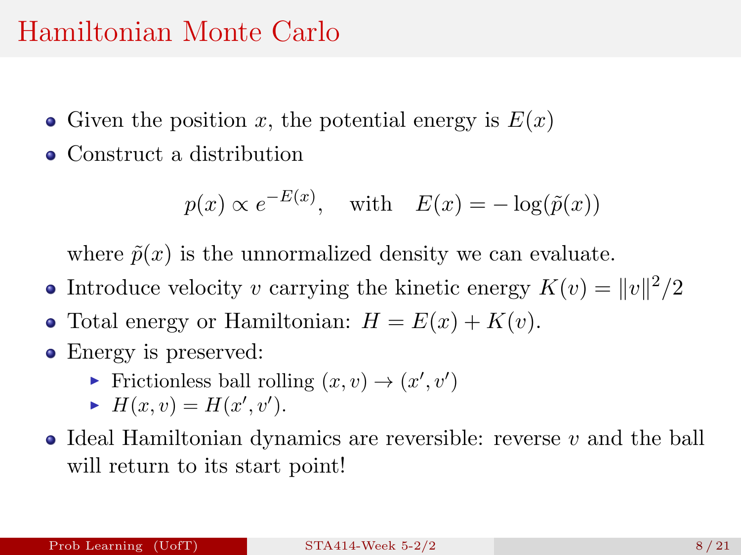# Hamiltonian Monte Carlo

- Given the position $x$, the potential energy is $E(x)$
- Construct a distribution

$$p(x) \propto e^{-E(x)}, \quad \text{with} \quad E(x) = -\log(\tilde{p}(x))$$

  where $\tilde{p}(x)$ is the unnormalized density we can evaluate.
- Introduce velocity $v$ carrying the kinetic energy $K(v) = \|v\|^2/2$
- Total energy or Hamiltonian: $H = E(x) + K(v)$.
- Energy is preserved:
  - Frictionless ball rolling $(x, v) \to (x', v')$
  - $H(x, v) = H(x', v')$.
- Ideal Hamiltonian dynamics are reversible: reverse $v$ and the ball will return to its start point!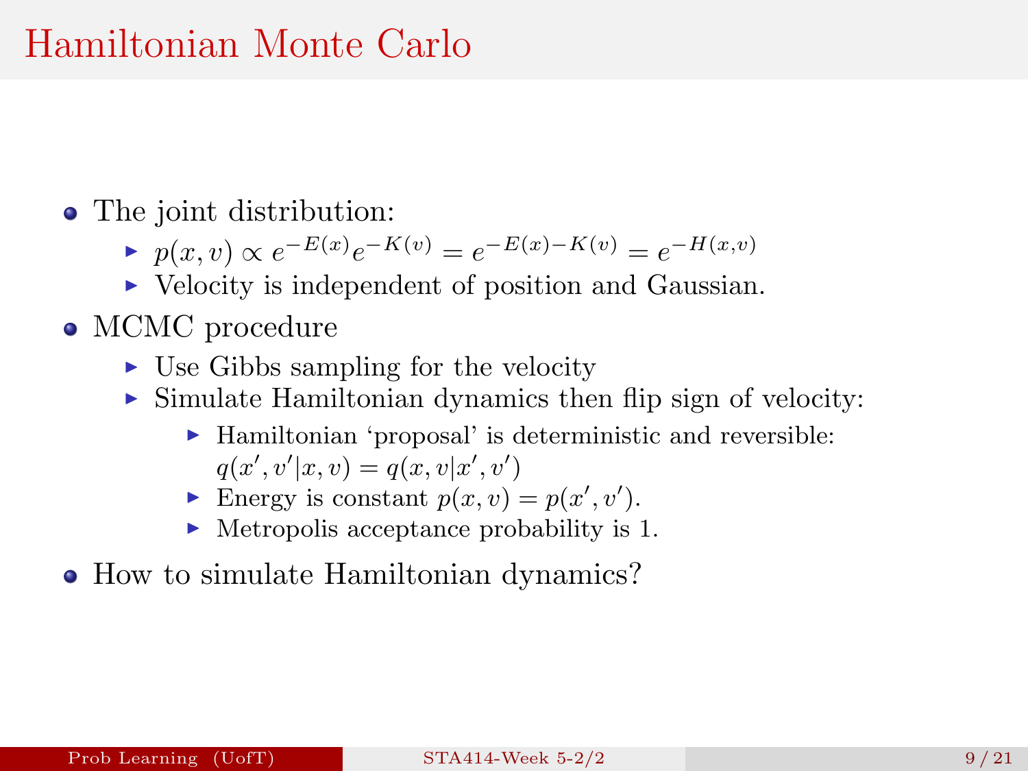# Hamiltonian Monte Carlo

- The joint distribution:
  - $p(x, v) \propto e^{-E(x)} e^{-K(v)} = e^{-E(x)-K(v)} = e^{-H(x,v)}$
  - Velocity is independent of position and Gaussian.
- MCMC procedure
  - Use Gibbs sampling for the velocity
  - Simulate Hamiltonian dynamics then flip sign of velocity:
    - Hamiltonian 'proposal' is deterministic and reversible: $q(x', v'|x, v) = q(x, v|x', v')$
    - Energy is constant $p(x, v) = p(x', v')$.
    - Metropolis acceptance probability is 1.
- How to simulate Hamiltonian dynamics?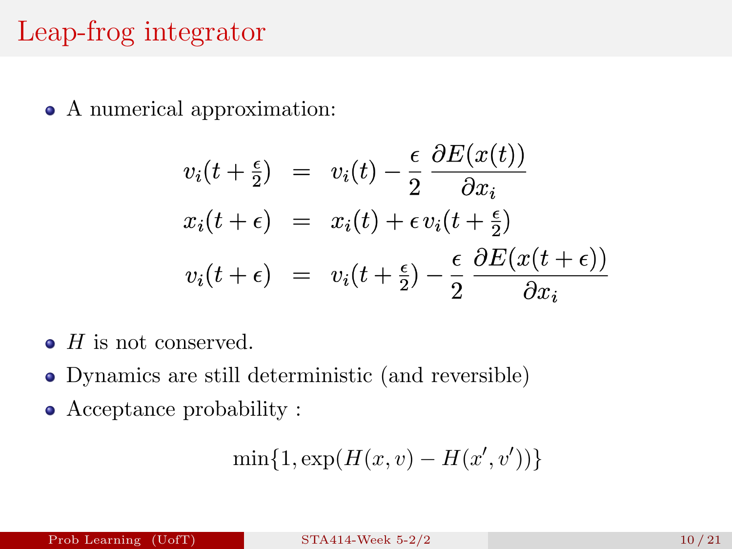# Leap-frog integrator

- A numerical approximation:

$$
\begin{aligned}
v_i(t + \tfrac{\epsilon}{2}) &= v_i(t) - \frac{\epsilon}{2} \frac{\partial E(x(t))}{\partial x_i} \\
x_i(t + \epsilon) &= x_i(t) + \epsilon \, v_i(t + \tfrac{\epsilon}{2}) \\
v_i(t + \epsilon) &= v_i(t + \tfrac{\epsilon}{2}) - \frac{\epsilon}{2} \frac{\partial E(x(t + \epsilon))}{\partial x_i}
\end{aligned}
$$

- $H$ is not conserved.
- Dynamics are still deterministic (and reversible)
- Acceptance probability :

$$
\min\{1, \exp(H(x, v) - H(x', v'))\}
$$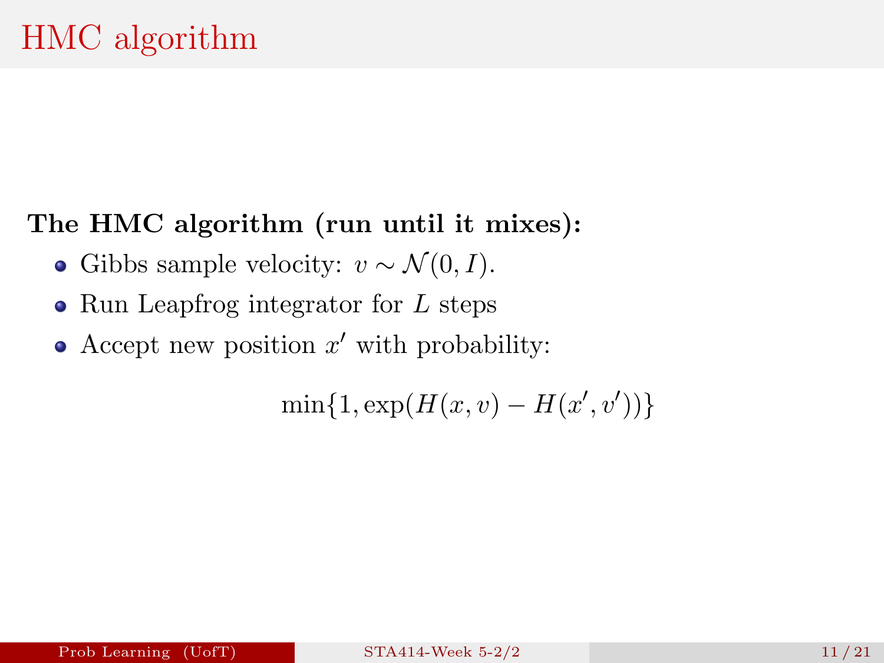# HMC algorithm

**The HMC algorithm (run until it mixes):**

- Gibbs sample velocity: $v \sim \mathcal{N}(0, I)$.
- Run Leapfrog integrator for $L$ steps
- Accept new position $x'$ with probability:

$$\min\{1, \exp(H(x, v) - H(x', v'))\}$$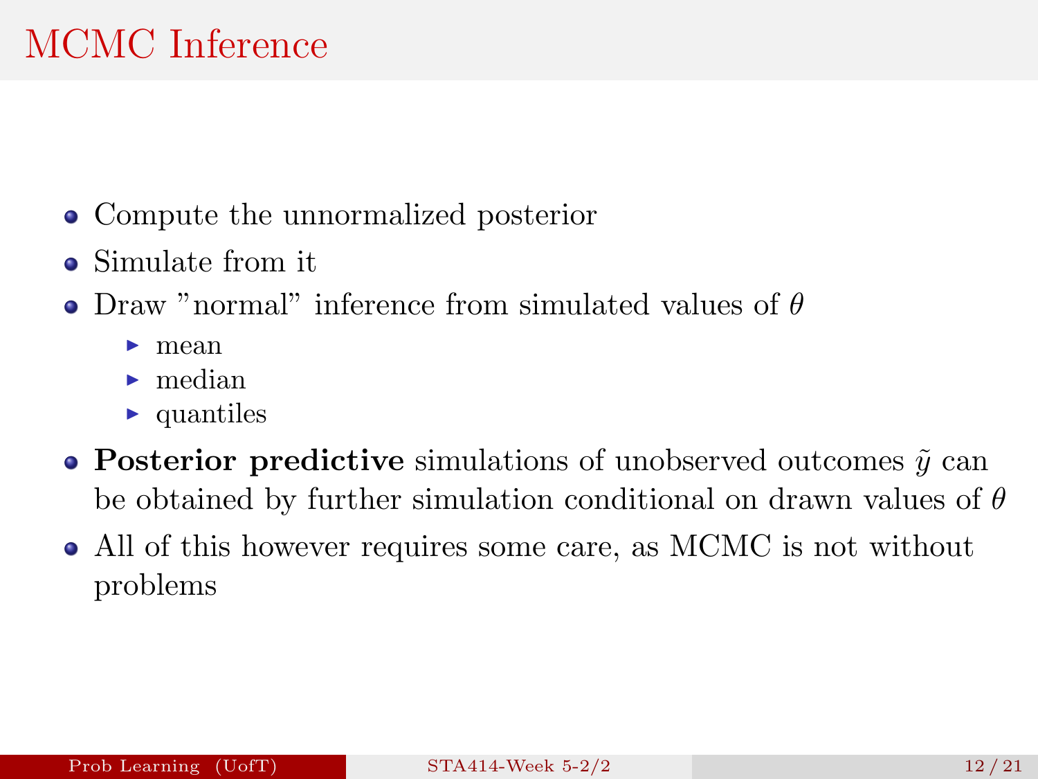# MCMC Inference

- Compute the unnormalized posterior
- Simulate from it
- Draw "normal" inference from simulated values of $\theta$
  - mean
  - median
  - quantiles
- **Posterior predictive** simulations of unobserved outcomes $\tilde{y}$ can be obtained by further simulation conditional on drawn values of $\theta$
- All of this however requires some care, as MCMC is not without problems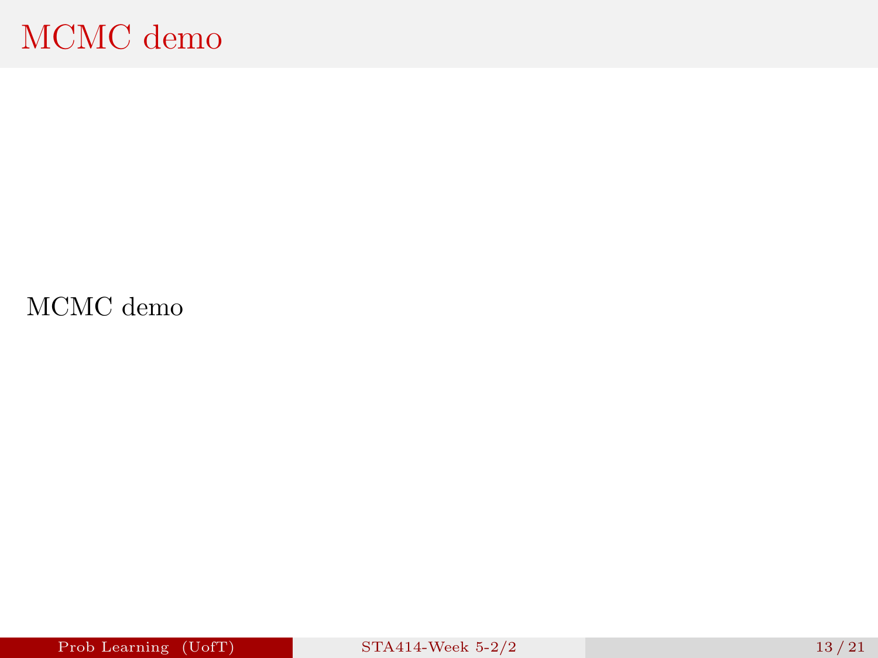# MCMC demo

MCMC demo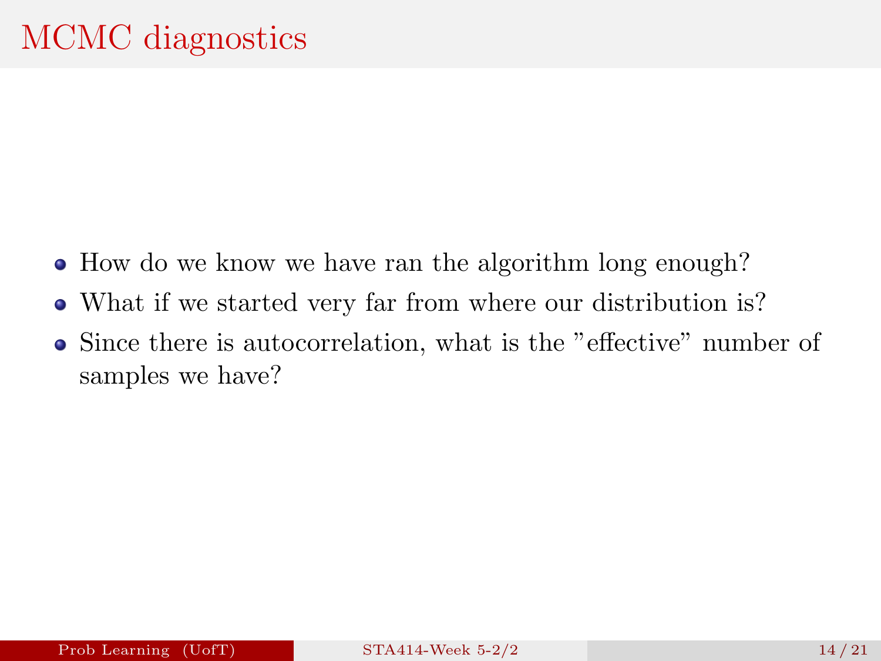# MCMC diagnostics

- How do we know we have ran the algorithm long enough?
- What if we started very far from where our distribution is?
- Since there is autocorrelation, what is the "effective" number of samples we have?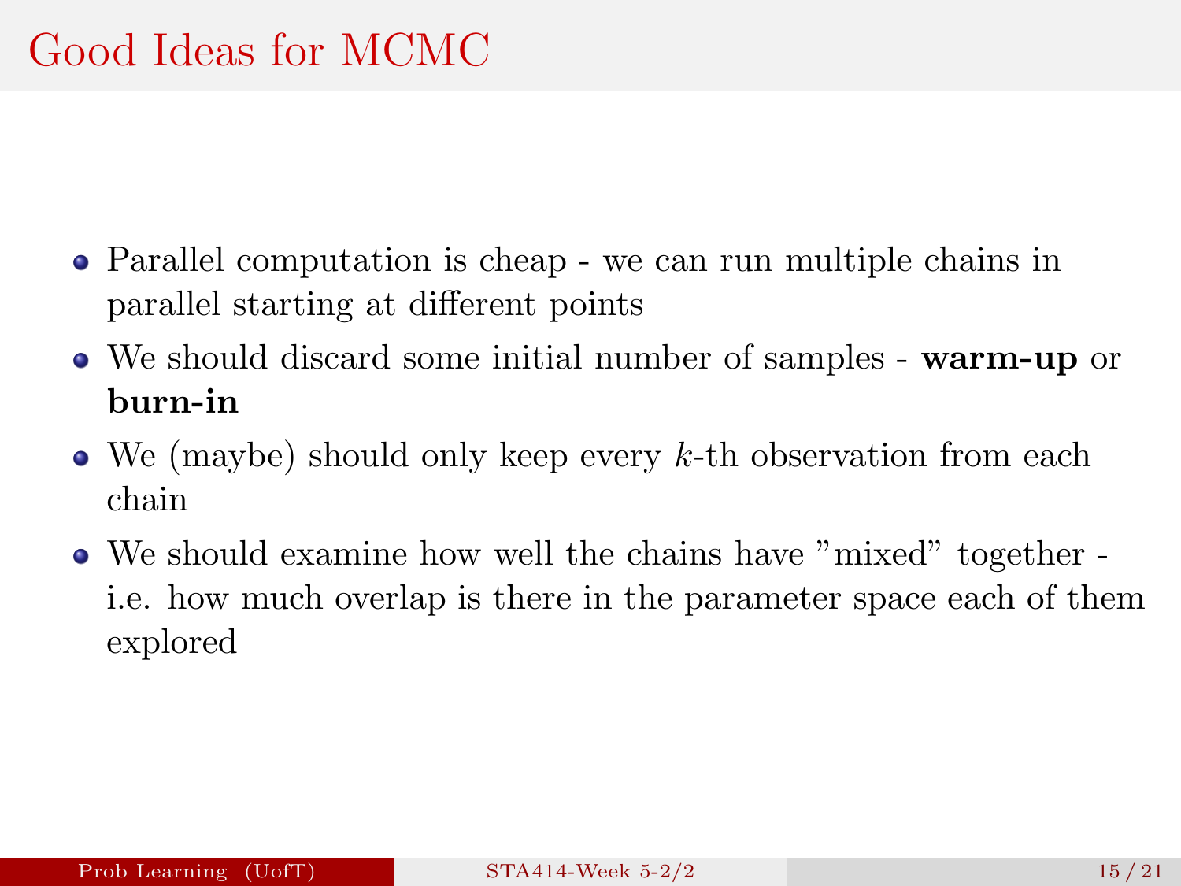# Good Ideas for MCMC

- Parallel computation is cheap - we can run multiple chains in parallel starting at different points
- We should discard some initial number of samples - **warm-up** or **burn-in**
- We (maybe) should only keep every $k$-th observation from each chain
- We should examine how well the chains have "mixed" together - i.e. how much overlap is there in the parameter space each of them explored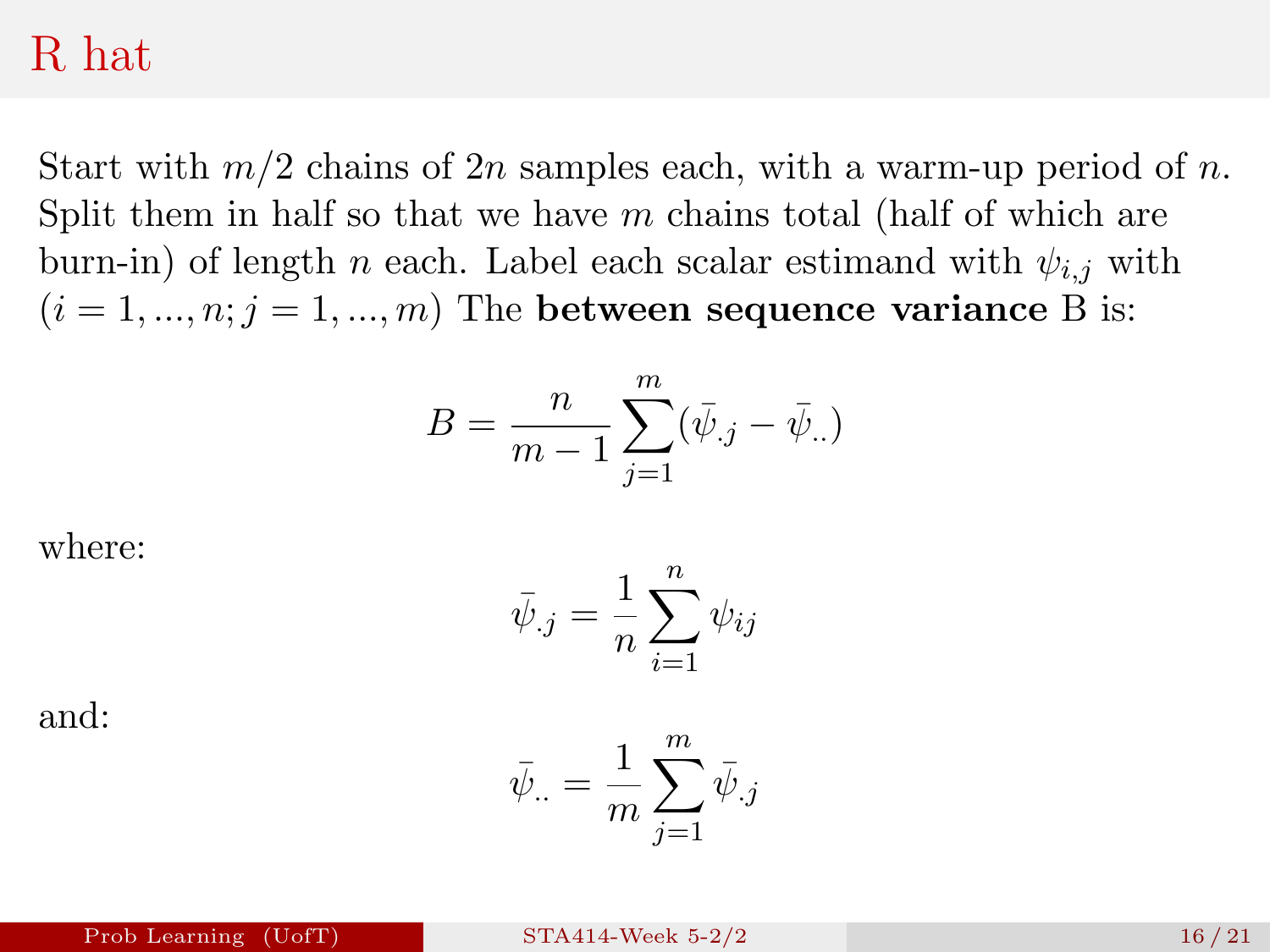# R hat

Start with $m/2$ chains of $2n$ samples each, with a warm-up period of $n$. Split them in half so that we have $m$ chains total (half of which are burn-in) of length $n$ each. Label each scalar estimand with $\psi_{i,j}$ with $(i = 1, ..., n; j = 1, ..., m)$ The **between sequence variance** B is:

$$B = \frac{n}{m-1} \sum_{j=1}^{m} (\bar{\psi}_{.j} - \bar{\psi}_{..})$$

where:

$$\bar{\psi}_{.j} = \frac{1}{n} \sum_{i=1}^{n} \psi_{ij}$$

and:

$$\bar{\psi}_{..} = \frac{1}{m} \sum_{j=1}^{m} \bar{\psi}_{.j}$$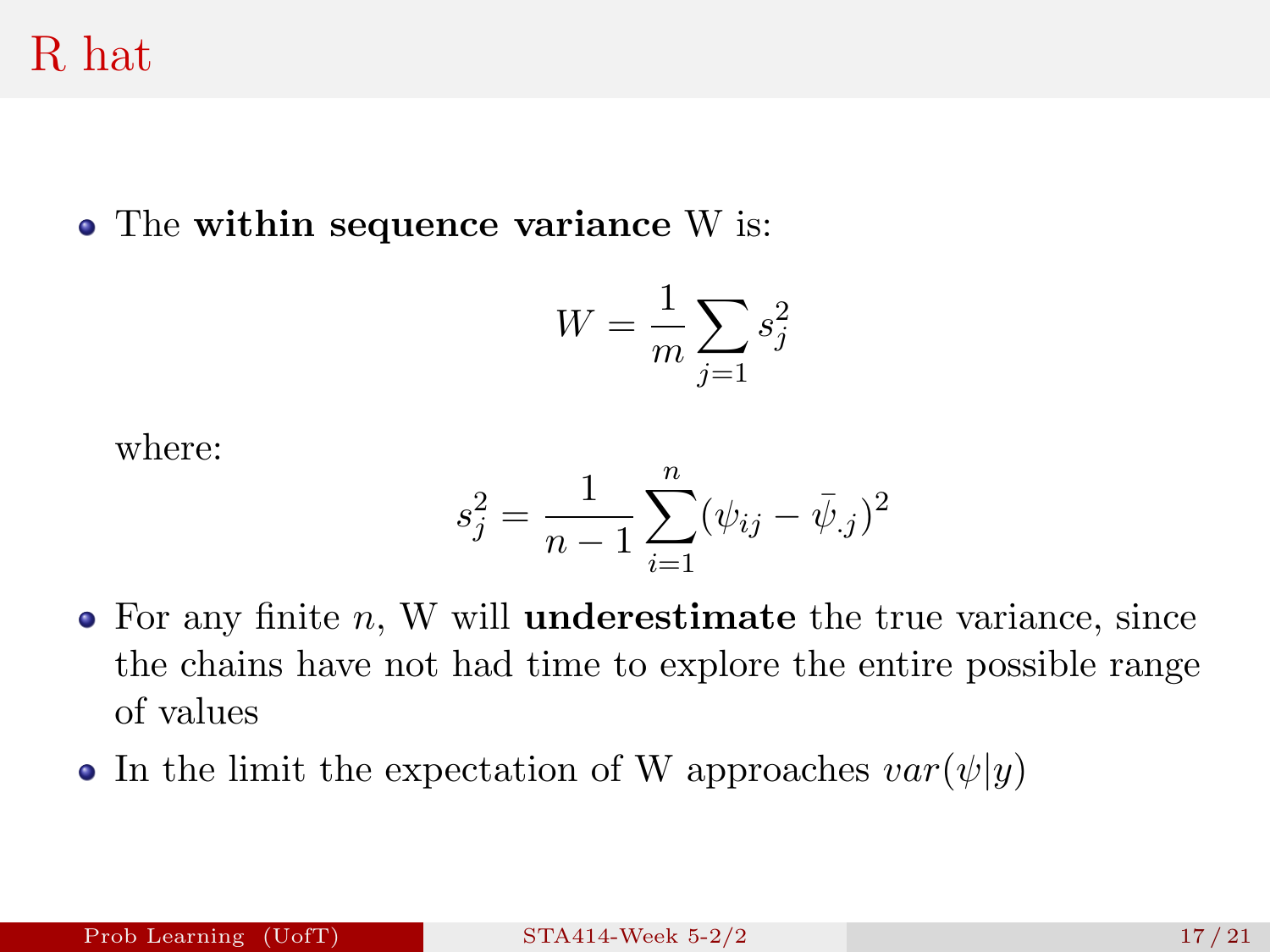# R hat

- The **within sequence variance** W is:

$$W = \frac{1}{m} \sum_{j=1} s_j^2$$

where:

$$s_j^2 = \frac{1}{n-1} \sum_{i=1}^{n} (\psi_{ij} - \bar{\psi}_{.j})^2$$

- For any finite $n$, W will **underestimate** the true variance, since the chains have not had time to explore the entire possible range of values
- In the limit the expectation of W approaches $var(\psi|y)$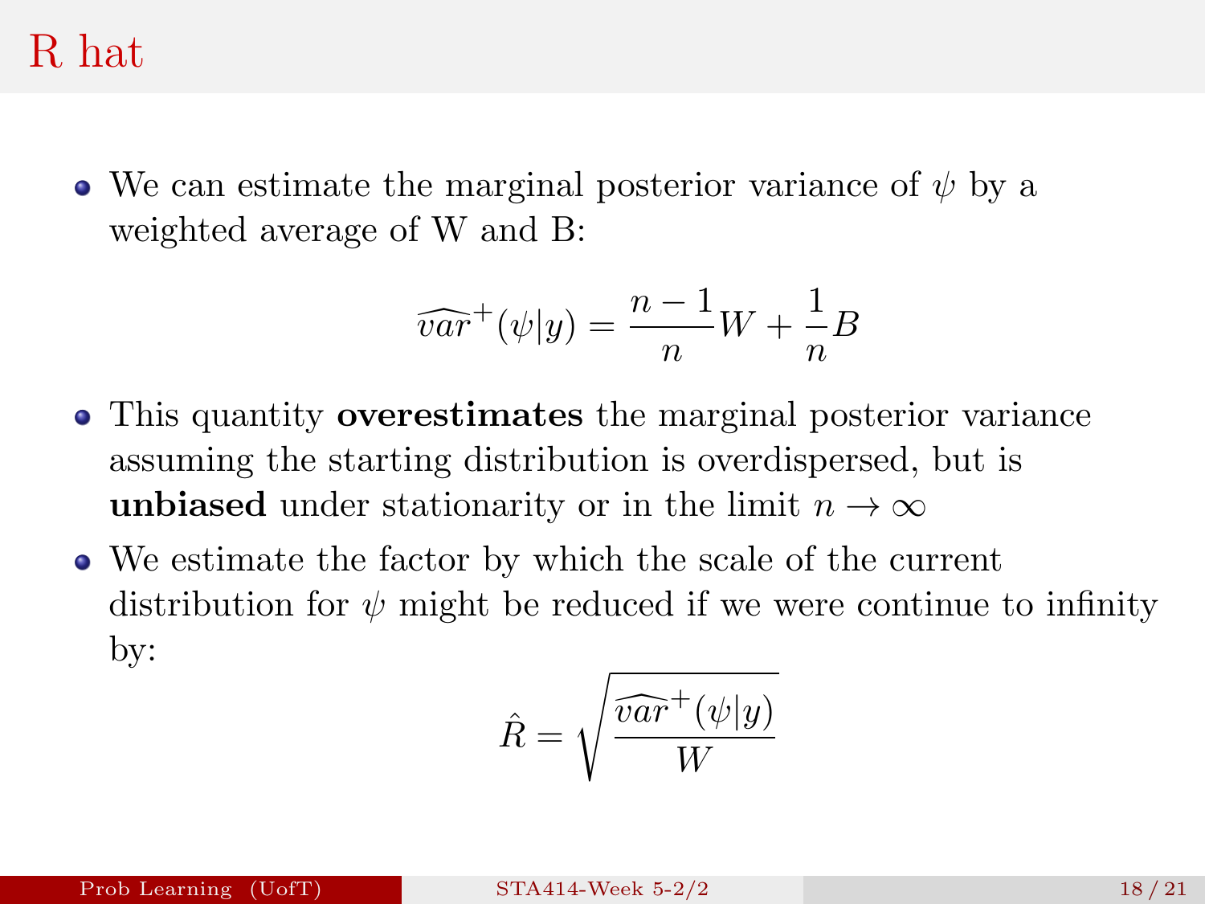# R hat

- We can estimate the marginal posterior variance of $\psi$ by a weighted average of W and B:

$$\widehat{var}^+(\psi|y) = \frac{n-1}{n}W + \frac{1}{n}B$$

- This quantity **overestimates** the marginal posterior variance assuming the starting distribution is overdispersed, but is **unbiased** under stationarity or in the limit $n \to \infty$
- We estimate the factor by which the scale of the current distribution for $\psi$ might be reduced if we were continue to infinity by:

$$\hat{R} = \sqrt{\frac{\widehat{var}^+(\psi|y)}{W}}$$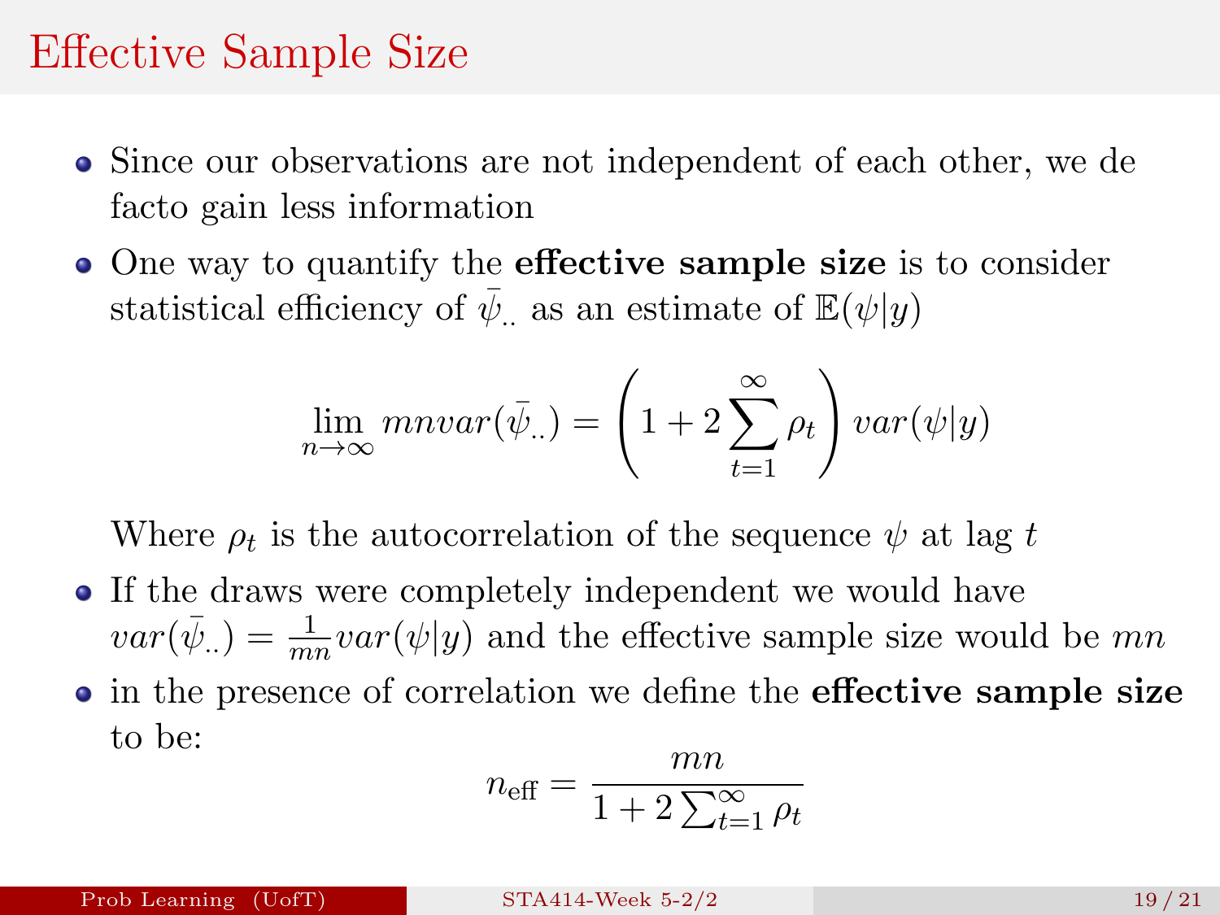# Effective Sample Size

- Since our observations are not independent of each other, we de facto gain less information
- One way to quantify the **effective sample size** is to consider statistical efficiency of $\bar{\psi}_{..}$ as an estimate of $\mathbb{E}(\psi|y)$

$$\lim_{n\to\infty} mnvar(\bar{\psi}_{..}) = \left(1 + 2\sum_{t=1}^{\infty} \rho_t\right) var(\psi|y)$$

  Where $\rho_t$ is the autocorrelation of the sequence $\psi$ at lag $t$

- If the draws were completely independent we would have $var(\bar{\psi}_{..}) = \frac{1}{mn} var(\psi|y)$ and the effective sample size would be $mn$
- in the presence of correlation we define the **effective sample size** to be:

$$n_{\text{eff}} = \frac{mn}{1 + 2\sum_{t=1}^{\infty} \rho_t}$$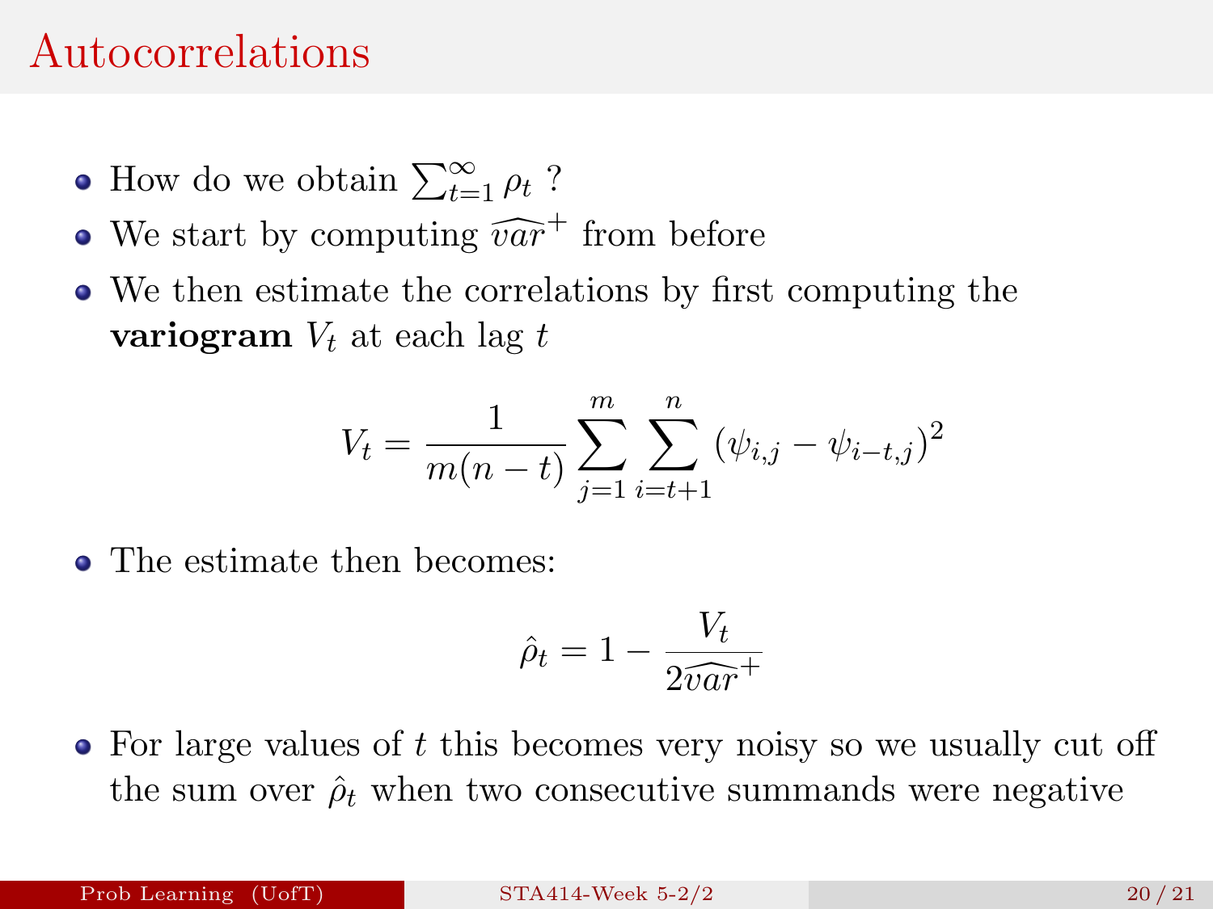# Autocorrelations

- How do we obtain $\sum_{t=1}^{\infty} \rho_t$ ?
- We start by computing $\widehat{var}^+$ from before
- We then estimate the correlations by first computing the **variogram** $V_t$ at each lag $t$

$$V_t = \frac{1}{m(n-t)} \sum_{j=1}^{m} \sum_{i=t+1}^{n} (\psi_{i,j} - \psi_{i-t,j})^2$$

- The estimate then becomes:

$$\hat{\rho}_t = 1 - \frac{V_t}{2\widehat{var}^+}$$

- For large values of $t$ this becomes very noisy so we usually cut off the sum over $\hat{\rho}_t$ when two consecutive summands were negative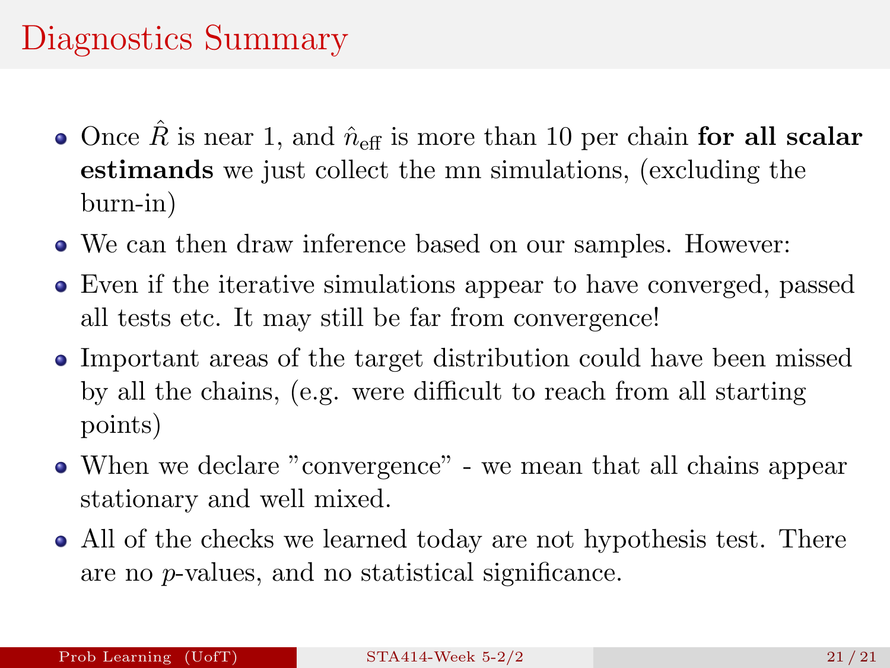# Diagnostics Summary

- Once $\hat{R}$ is near 1, and $\hat{n}_{\text{eff}}$ is more than 10 per chain **for all scalar estimands** we just collect the mn simulations, (excluding the burn-in)
- We can then draw inference based on our samples. However:
- Even if the iterative simulations appear to have converged, passed all tests etc. It may still be far from convergence!
- Important areas of the target distribution could have been missed by all the chains, (e.g. were difficult to reach from all starting points)
- When we declare "convergence" - we mean that all chains appear stationary and well mixed.
- All of the checks we learned today are not hypothesis test. There are no $p$-values, and no statistical significance.